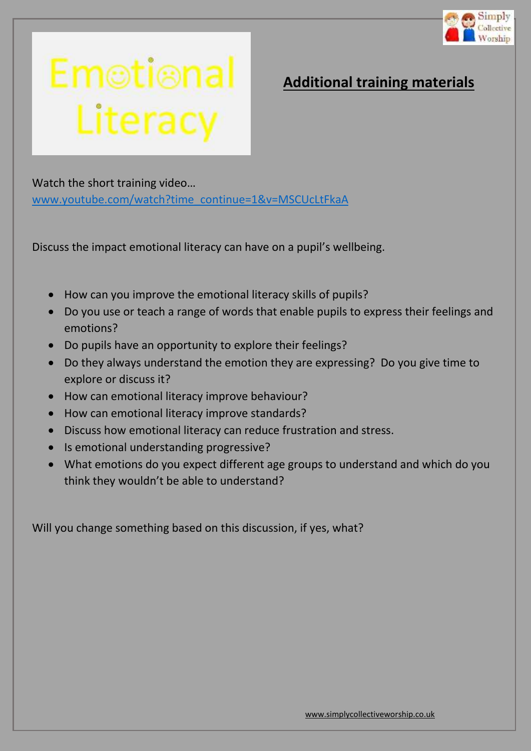# Emotional Literacy

## Additional training materials

Watch the short training video…
www.youtube.com/watch?time_continue=1&v=MSCUcLtFkaA

Discuss the impact emotional literacy can have on a pupil's wellbeing.

- How can you improve the emotional literacy skills of pupils?
- Do you use or teach a range of words that enable pupils to express their feelings and emotions?
- Do pupils have an opportunity to explore their feelings?
- Do they always understand the emotion they are expressing? Do you give time to explore or discuss it?
- How can emotional literacy improve behaviour?
- How can emotional literacy improve standards?
- Discuss how emotional literacy can reduce frustration and stress.
- Is emotional understanding progressive?
- What emotions do you expect different age groups to understand and which do you think they wouldn't be able to understand?

Will you change something based on this discussion, if yes, what?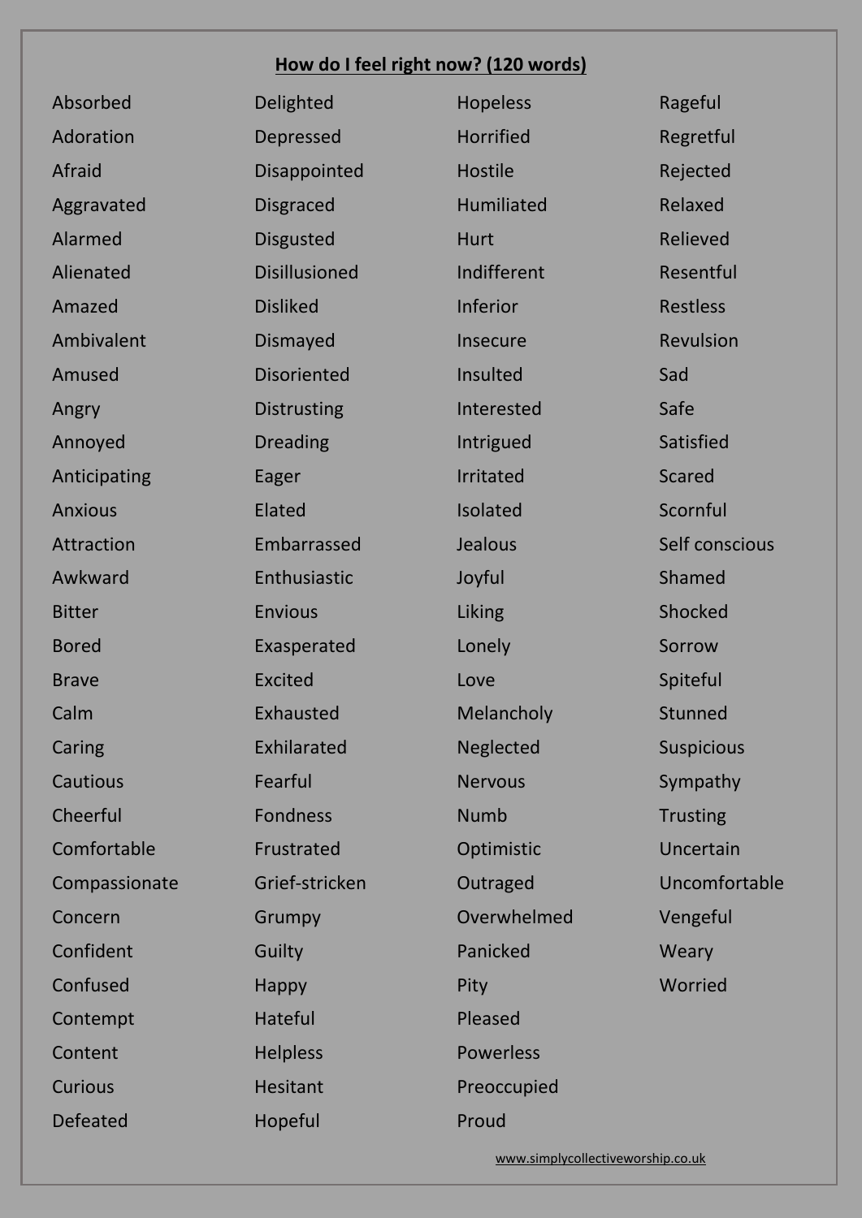## How do I feel right now? (120 words)

Absorbed
Adoration
Afraid
Aggravated
Alarmed
Alienated
Amazed
Ambivalent
Amused
Angry
Annoyed
Anticipating
Anxious
Attraction
Awkward
Bitter
Bored
Brave
Calm
Caring
Cautious
Cheerful
Comfortable
Compassionate
Concern
Confident
Confused
Contempt
Content
Curious
Defeated
Delighted
Depressed
Disappointed
Disgraced
Disgusted
Disillusioned
Disliked
Dismayed
Disoriented
Distrusting
Dreading
Eager
Elated
Embarrassed
Enthusiastic
Envious
Exasperated
Excited
Exhausted
Exhilarated
Fearful
Fondness
Frustrated
Grief-stricken
Grumpy
Guilty
Happy
Hateful
Helpless
Hesitant
Hopeful
Hopeless
Horrified
Hostile
Humiliated
Hurt
Indifferent
Inferior
Insecure
Insulted
Interested
Intrigued
Irritated
Isolated
Jealous
Joyful
Liking
Lonely
Love
Melancholy
Neglected
Nervous
Numb
Optimistic
Outraged
Overwhelmed
Panicked
Pity
Pleased
Powerless
Preoccupied
Proud
Rageful
Regretful
Rejected
Relaxed
Relieved
Resentful
Restless
Revulsion
Sad
Safe
Satisfied
Scared
Scornful
Self conscious
Shamed
Shocked
Sorrow
Spiteful
Stunned
Suspicious
Sympathy
Trusting
Uncertain
Uncomfortable
Vengeful
Weary
Worried

www.simplycollectiveworship.co.uk